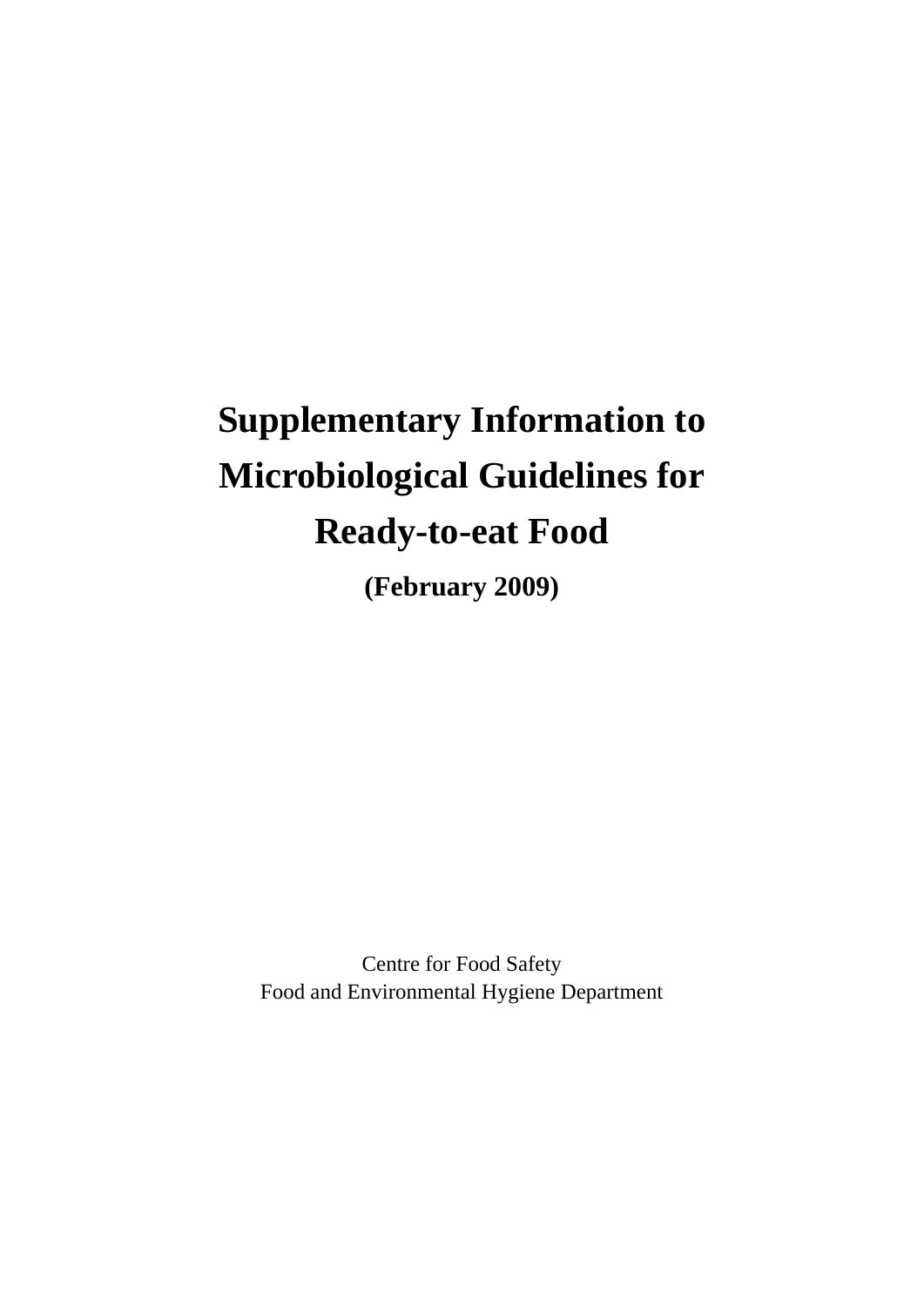# Supplementary Information to Microbiological Guidelines for Ready-to-eat Food

**(February 2009)**

Centre for Food Safety
Food and Environmental Hygiene Department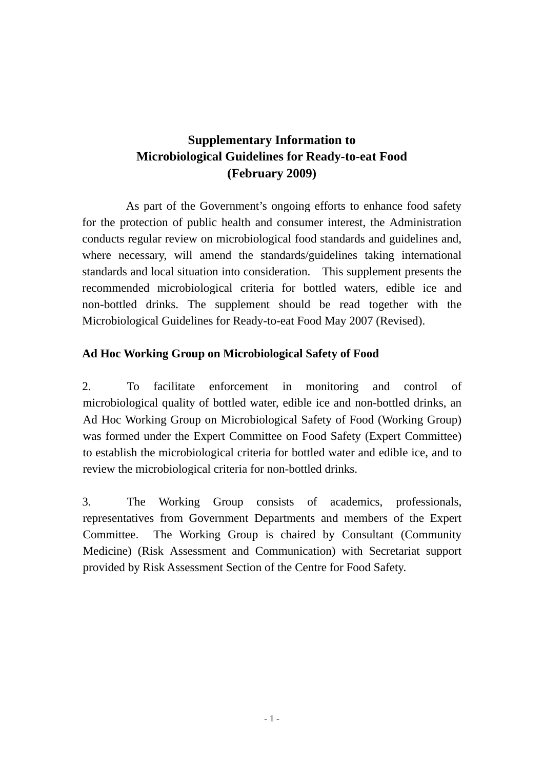# Supplementary Information to Microbiological Guidelines for Ready-to-eat Food (February 2009)

As part of the Government's ongoing efforts to enhance food safety for the protection of public health and consumer interest, the Administration conducts regular review on microbiological food standards and guidelines and, where necessary, will amend the standards/guidelines taking international standards and local situation into consideration. This supplement presents the recommended microbiological criteria for bottled waters, edible ice and non-bottled drinks. The supplement should be read together with the Microbiological Guidelines for Ready-to-eat Food May 2007 (Revised).

**Ad Hoc Working Group on Microbiological Safety of Food**

2. To facilitate enforcement in monitoring and control of microbiological quality of bottled water, edible ice and non-bottled drinks, an Ad Hoc Working Group on Microbiological Safety of Food (Working Group) was formed under the Expert Committee on Food Safety (Expert Committee) to establish the microbiological criteria for bottled water and edible ice, and to review the microbiological criteria for non-bottled drinks.

3. The Working Group consists of academics, professionals, representatives from Government Departments and members of the Expert Committee. The Working Group is chaired by Consultant (Community Medicine) (Risk Assessment and Communication) with Secretariat support provided by Risk Assessment Section of the Centre for Food Safety.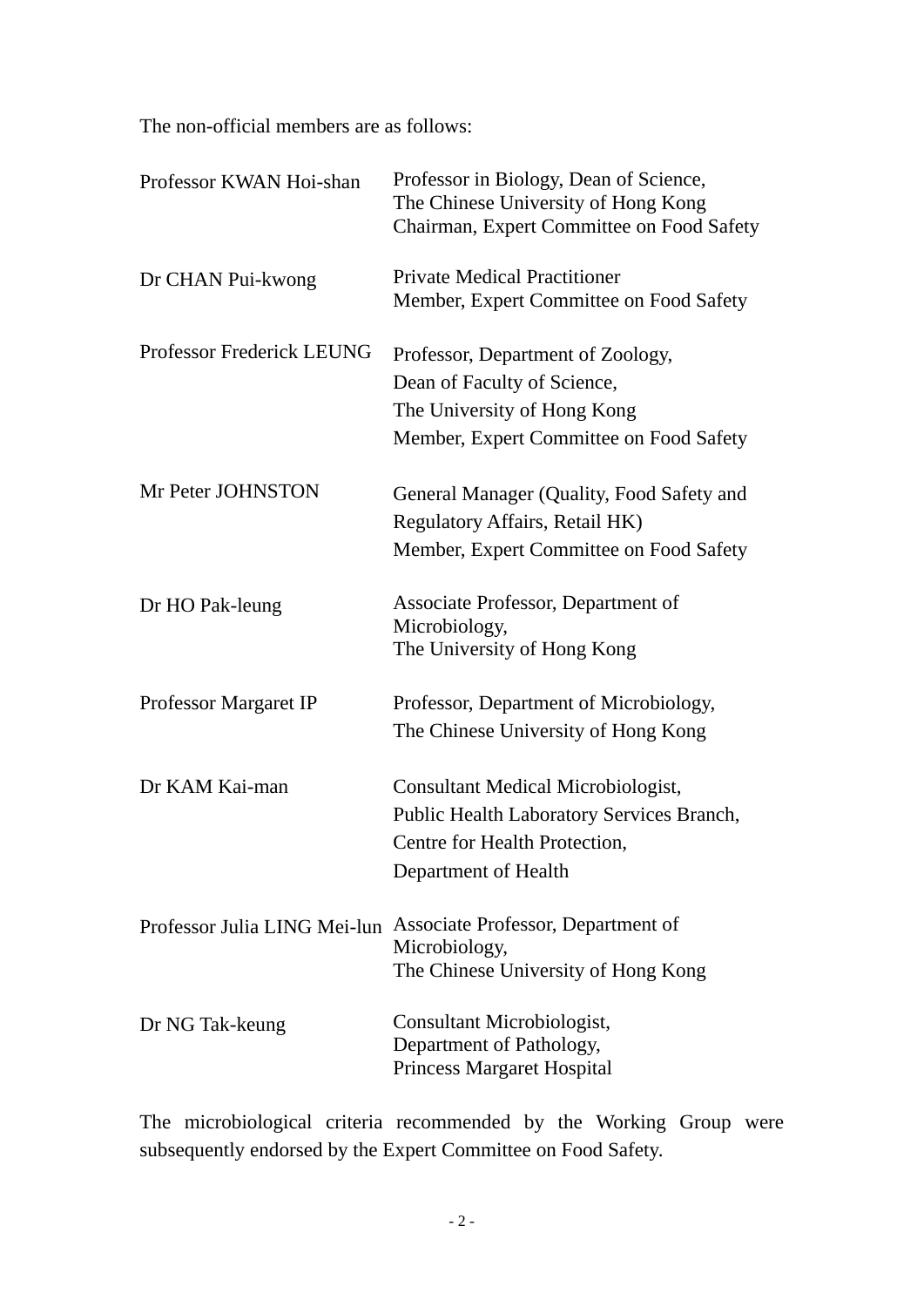The non-official members are as follows:

| | |
|---|---|
| Professor KWAN Hoi-shan | Professor in Biology, Dean of Science, The Chinese University of Hong Kong Chairman, Expert Committee on Food Safety |
| Dr CHAN Pui-kwong | Private Medical Practitioner Member, Expert Committee on Food Safety |
| Professor Frederick LEUNG | Professor, Department of Zoology, Dean of Faculty of Science, The University of Hong Kong Member, Expert Committee on Food Safety |
| Mr Peter JOHNSTON | General Manager (Quality, Food Safety and Regulatory Affairs, Retail HK) Member, Expert Committee on Food Safety |
| Dr HO Pak-leung | Associate Professor, Department of Microbiology, The University of Hong Kong |
| Professor Margaret IP | Professor, Department of Microbiology, The Chinese University of Hong Kong |
| Dr KAM Kai-man | Consultant Medical Microbiologist, Public Health Laboratory Services Branch, Centre for Health Protection, Department of Health |
| Professor Julia LING Mei-lun | Associate Professor, Department of Microbiology, The Chinese University of Hong Kong |
| Dr NG Tak-keung | Consultant Microbiologist, Department of Pathology, Princess Margaret Hospital |

The microbiological criteria recommended by the Working Group were subsequently endorsed by the Expert Committee on Food Safety.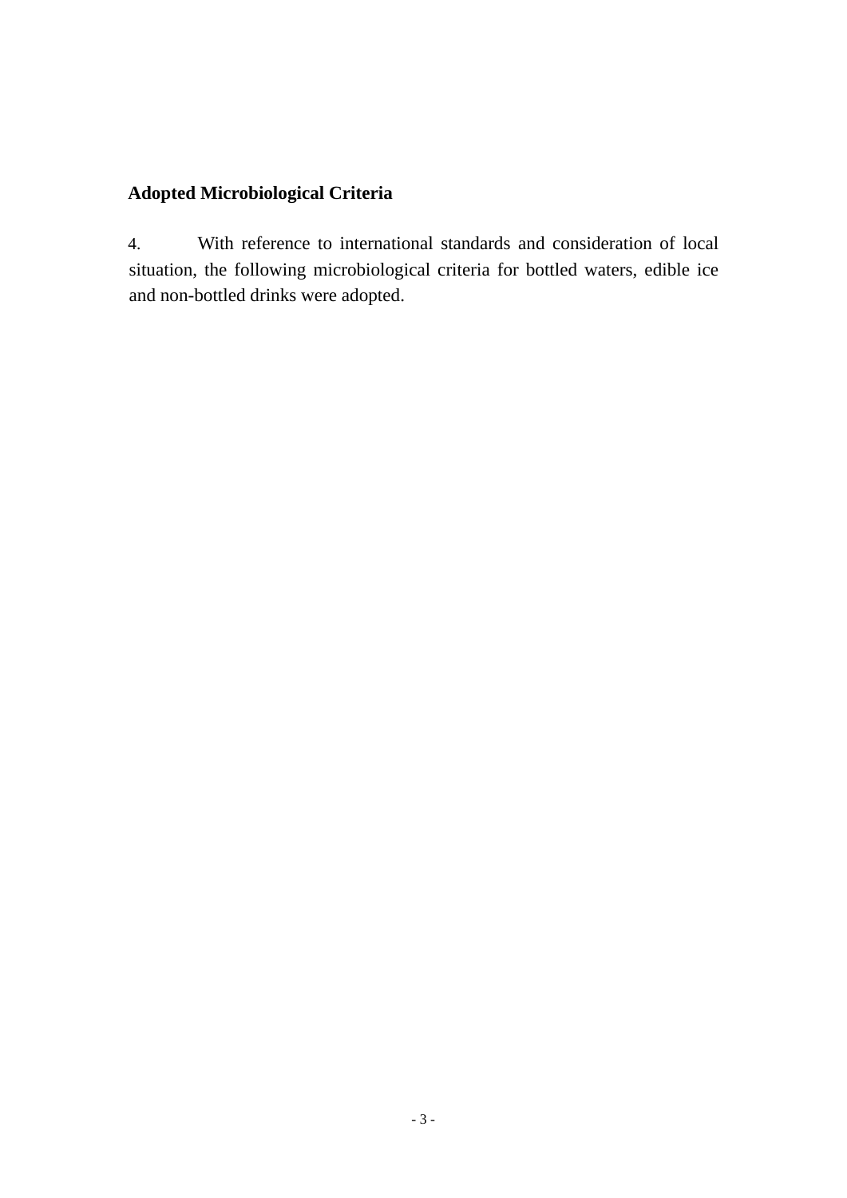## Adopted Microbiological Criteria

4. With reference to international standards and consideration of local situation, the following microbiological criteria for bottled waters, edible ice and non-bottled drinks were adopted.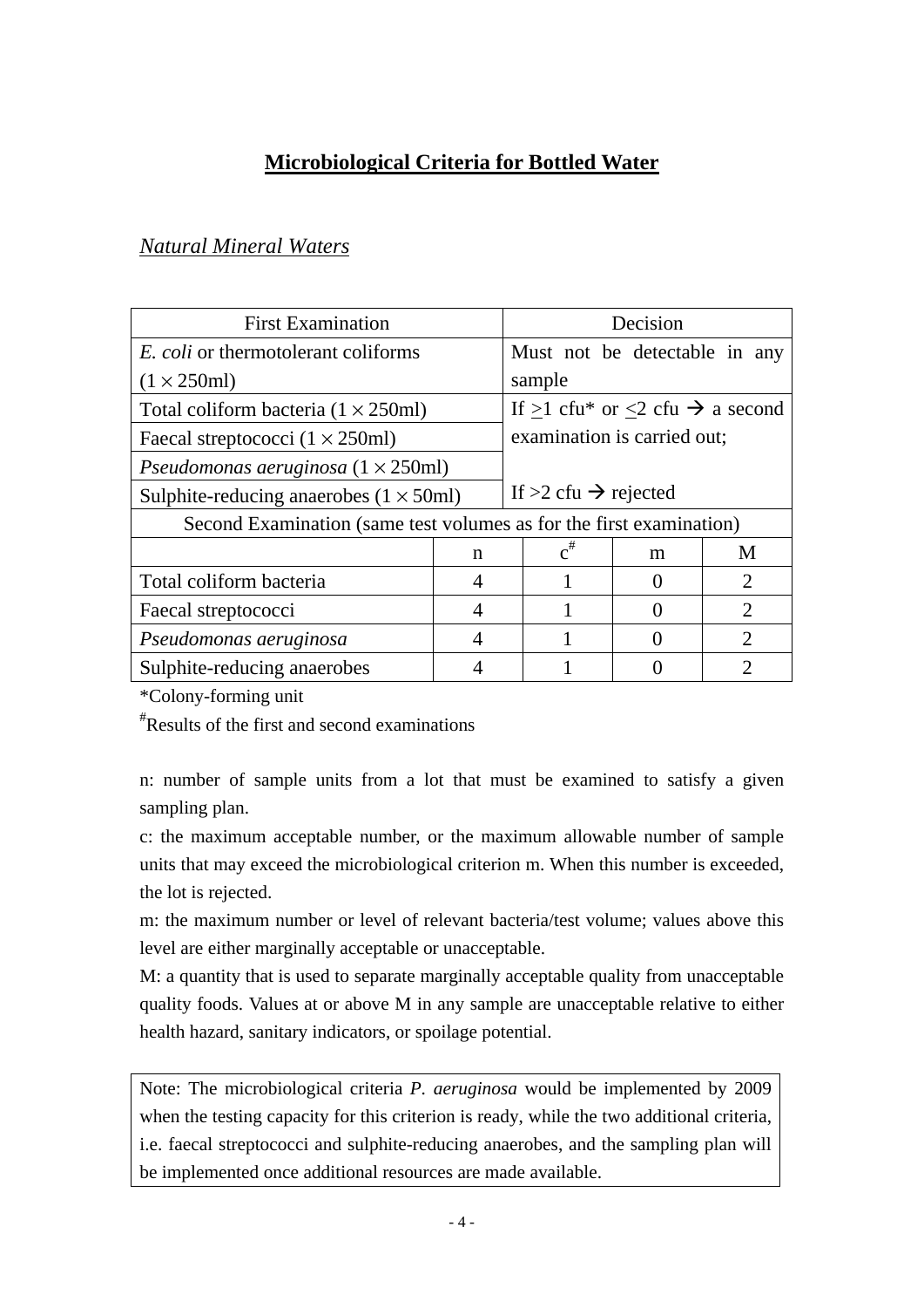# Microbiological Criteria for Bottled Water

## *Natural Mineral Waters*

| First Examination | | Decision | | |
|---|---|---|---|---|
| *E. coli* or thermotolerant coliforms ($1 \times 250$ml) | | Must not be detectable in any sample | | |
| Total coliform bacteria ($1 \times 250$ml) | | If $\geq$1 cfu* or $\leq$2 cfu → a second examination is carried out; If >2 cfu → rejected | | |
| Faecal streptococci ($1 \times 250$ml) | | | | |
| *Pseudomonas aeruginosa* ($1 \times 250$ml) | | | | |
| Sulphite-reducing anaerobes ($1 \times 50$ml) | | | | |
| Second Examination (same test volumes as for the first examination) | | | | |
| | n | c[#] | m | M |
| Total coliform bacteria | 4 | 1 | 0 | 2 |
| Faecal streptococci | 4 | 1 | 0 | 2 |
| *Pseudomonas aeruginosa* | 4 | 1 | 0 | 2 |
| Sulphite-reducing anaerobes | 4 | 1 | 0 | 2 |

*Colony-forming unit

[#]Results of the first and second examinations

n: number of sample units from a lot that must be examined to satisfy a given sampling plan.

c: the maximum acceptable number, or the maximum allowable number of sample units that may exceed the microbiological criterion m. When this number is exceeded, the lot is rejected.

m: the maximum number or level of relevant bacteria/test volume; values above this level are either marginally acceptable or unacceptable.

M: a quantity that is used to separate marginally acceptable quality from unacceptable quality foods. Values at or above M in any sample are unacceptable relative to either health hazard, sanitary indicators, or spoilage potential.

> Note: The microbiological criteria *P. aeruginosa* would be implemented by 2009 when the testing capacity for this criterion is ready, while the two additional criteria, i.e. faecal streptococci and sulphite-reducing anaerobes, and the sampling plan will be implemented once additional resources are made available.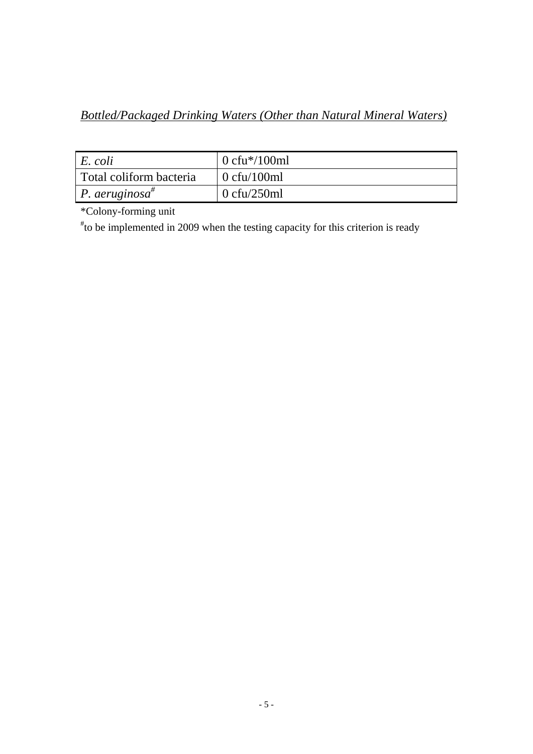*<u>Bottled/Packaged Drinking Waters (Other than Natural Mineral Waters)</u>*

| | |
|---|---|
| *E. coli* | 0 cfu*/100ml |
| Total coliform bacteria | 0 cfu/100ml |
| *P. aeruginosa*# | 0 cfu/250ml |

*Colony-forming unit

#to be implemented in 2009 when the testing capacity for this criterion is ready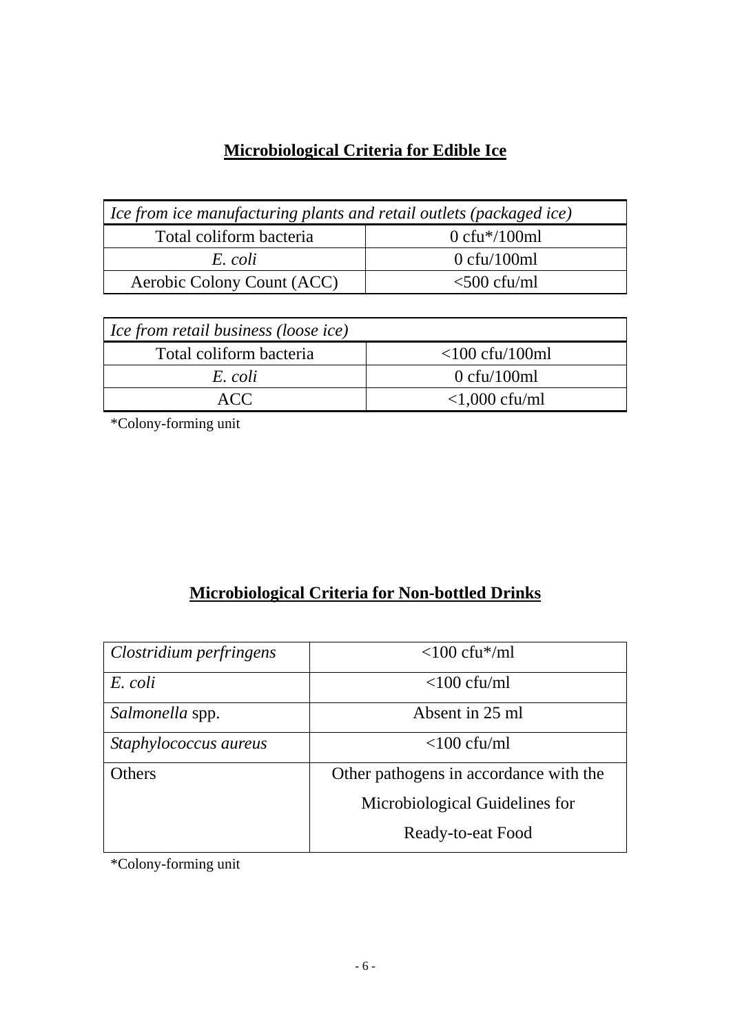## Microbiological Criteria for Edible Ice

| *Ice from ice manufacturing plants and retail outlets (packaged ice)* | |
|---|---|
| Total coliform bacteria | 0 cfu*/100ml |
| *E. coli* | 0 cfu/100ml |
| Aerobic Colony Count (ACC) | <500 cfu/ml |

| *Ice from retail business (loose ice)* | |
|---|---|
| Total coliform bacteria | <100 cfu/100ml |
| *E. coli* | 0 cfu/100ml |
| ACC | <1,000 cfu/ml |

*Colony-forming unit

## Microbiological Criteria for Non-bottled Drinks

| | |
|---|---|
| *Clostridium perfringens* | <100 cfu*/ml |
| *E. coli* | <100 cfu/ml |
| *Salmonella* spp. | Absent in 25 ml |
| *Staphylococcus aureus* | <100 cfu/ml |
| Others | Other pathogens in accordance with the Microbiological Guidelines for Ready-to-eat Food |

*Colony-forming unit